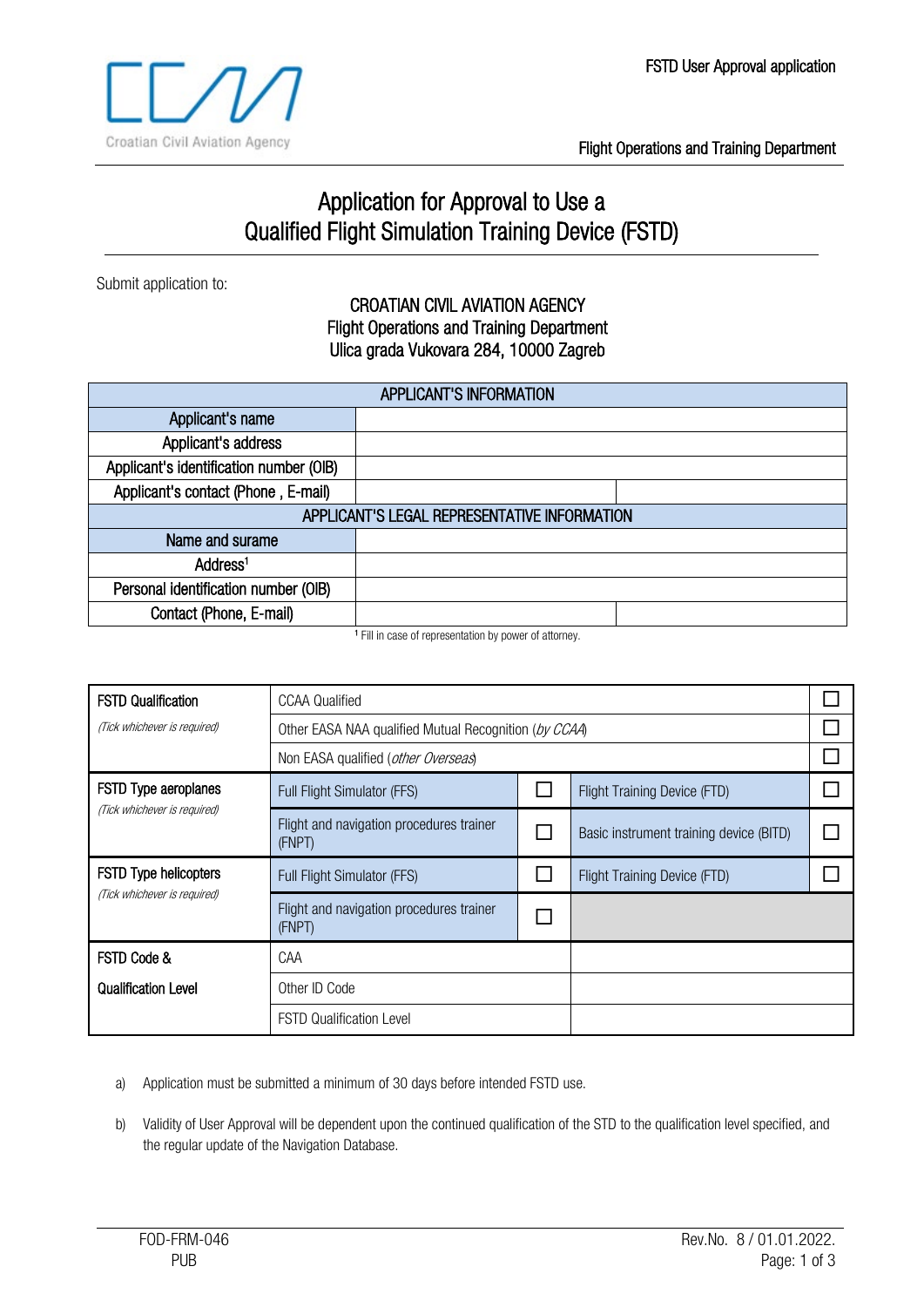# Application for Approval to Use a Qualified Flight Simulation Training Device (FSTD)

Submit application to:

**CROATIAN CIVIL AVIATION AGENCY**
**Flight Operations and Training Department**
**Ulica grada Vukovara 284, 10000 Zagreb**

| APPLICANT'S INFORMATION | | |
|---|---|---|
| Applicant's name | | |
| Applicant's address | | |
| Applicant's identification number (OIB) | | |
| Applicant's contact (Phone , E-mail) | | |
| **APPLICANT'S LEGAL REPRESENTATIVE INFORMATION** | | |
| Name and surame | | |
| Address[1] | | |
| Personal identification number (OIB) | | |
| Contact (Phone, E-mail) | | |

[1] Fill in case of representation by power of attorney.

| | | | | |
|---|---|---|---|---|
| **FSTD Qualification** *(Tick whichever is required)* | CCAA Qualified | | | ☐ |
| | Other EASA NAA qualified Mutual Recognition (*by CCAA*) | | | ☐ |
| | Non EASA qualified (*other Overseas*) | | | ☐ |
| **FSTD Type aeroplanes** *(Tick whichever is required)* | Full Flight Simulator (FFS) | ☐ | Flight Training Device (FTD) | ☐ |
| | Flight and navigation procedures trainer (FNPT) | ☐ | Basic instrument training device (BITD) | ☐ |
| **FSTD Type helicopters** *(Tick whichever is required)* | Full Flight Simulator (FFS) | ☐ | Flight Training Device (FTD) | ☐ |
| | Flight and navigation procedures trainer (FNPT) | ☐ | | |
| **FSTD Code & Qualification Level** | CAA | | | |
| | Other ID Code | | | |
| | FSTD Qualification Level | | | |

a) Application must be submitted a minimum of 30 days before intended FSTD use.

b) Validity of User Approval will be dependent upon the continued qualification of the STD to the qualification level specified, and the regular update of the Navigation Database.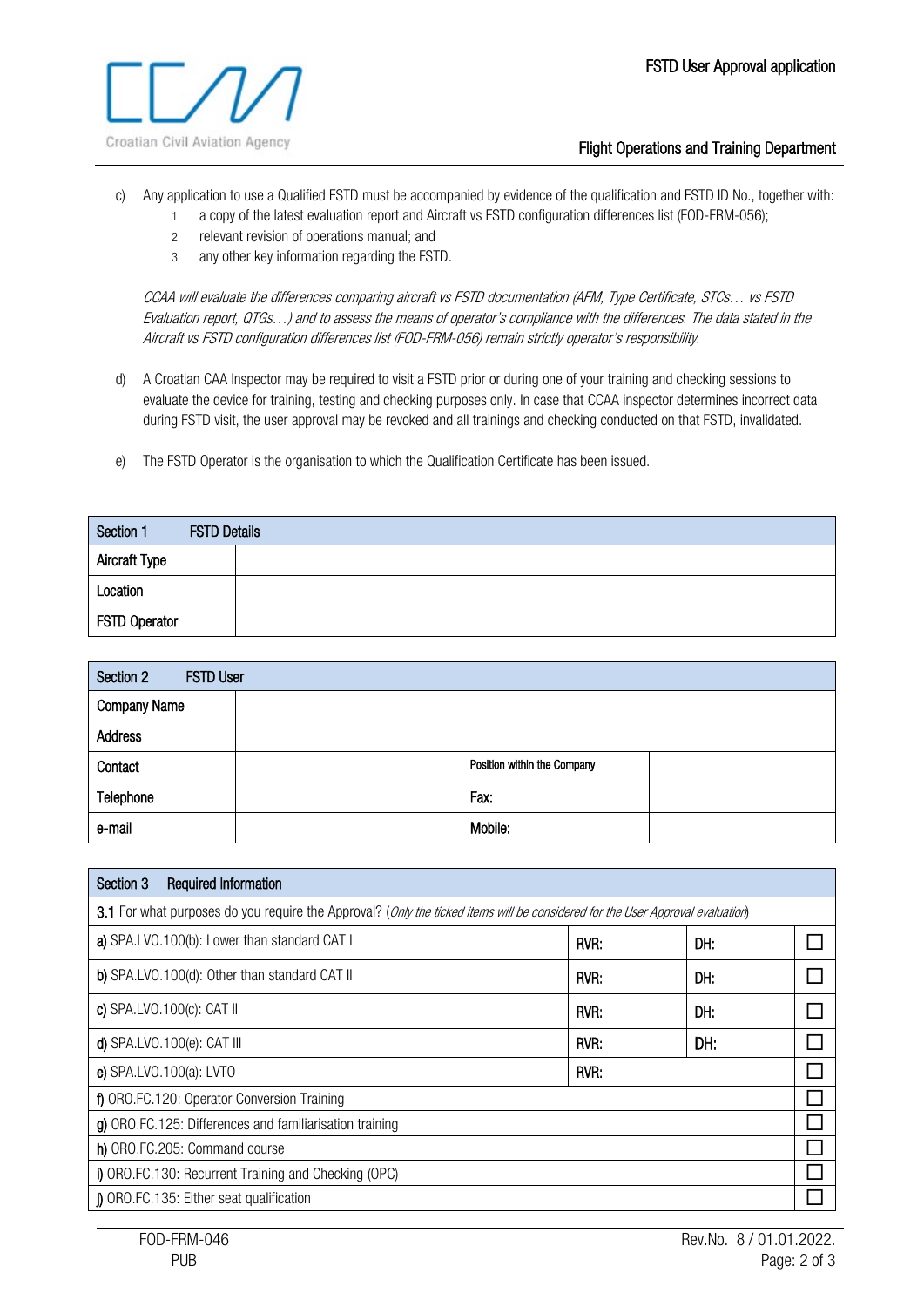c) Any application to use a Qualified FSTD must be accompanied by evidence of the qualification and FSTD ID No., together with:
   1. a copy of the latest evaluation report and Aircraft vs FSTD configuration differences list (FOD-FRM-056);
   2. relevant revision of operations manual; and
   3. any other key information regarding the FSTD.

   *CCAA will evaluate the differences comparing aircraft vs FSTD documentation (AFM, Type Certificate, STCs… vs FSTD Evaluation report, QTGs…) and to assess the means of operator's compliance with the differences. The data stated in the Aircraft vs FSTD configuration differences list (FOD-FRM-056) remain strictly operator's responsibility.*

d) A Croatian CAA Inspector may be required to visit a FSTD prior or during one of your training and checking sessions to evaluate the device for training, testing and checking purposes only. In case that CCAA inspector determines incorrect data during FSTD visit, the user approval may be revoked and all trainings and checking conducted on that FSTD, invalidated.

e) The FSTD Operator is the organisation to which the Qualification Certificate has been issued.

| Section 1 FSTD Details | |
|---|---|
| Aircraft Type | |
| Location | |
| FSTD Operator | |

| Section 2 FSTD User | | | |
|---|---|---|---|
| Company Name | | | |
| Address | | | |
| Contact | | Position within the Company | |
| Telephone | | Fax: | |
| e-mail | | Mobile: | |

| Section 3 Required Information | | | |
|---|---|---|---|
| **3.1** For what purposes do you require the Approval? (*Only the ticked items will be considered for the User Approval evaluation*) | | | |
| **a)** SPA.LVO.100(b): Lower than standard CAT I | RVR: | DH: | ☐ |
| **b)** SPA.LVO.100(d): Other than standard CAT II | RVR: | DH: | ☐ |
| **c)** SPA.LVO.100(c): CAT II | RVR: | DH: | ☐ |
| **d)** SPA.LVO.100(e): CAT III | RVR: | DH: | ☐ |
| **e)** SPA.LVO.100(a): LVTO | RVR: | | ☐ |
| **f)** ORO.FC.120: Operator Conversion Training | | | ☐ |
| **g)** ORO.FC.125: Differences and familiarisation training | | | ☐ |
| **h)** ORO.FC.205: Command course | | | ☐ |
| **i)** ORO.FC.130: Recurrent Training and Checking (OPC) | | | ☐ |
| **j)** ORO.FC.135: Either seat qualification | | | ☐ |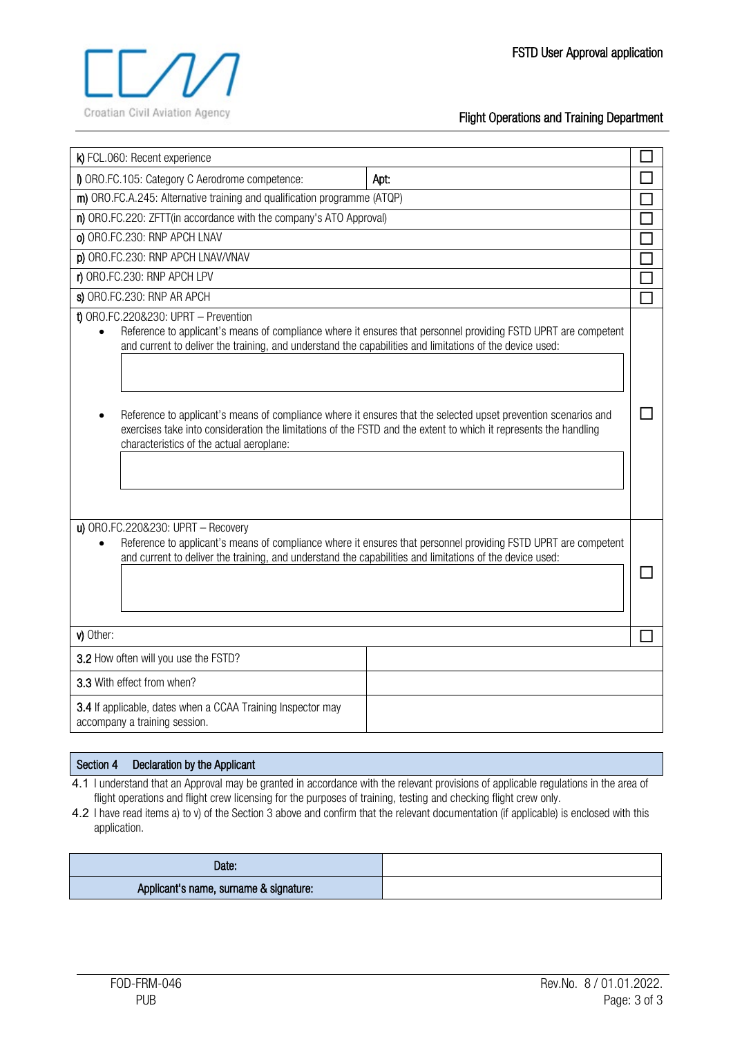| | | |
|---|---|---|
| **k)** FCL.060: Recent experience | | ☐ |
| **l)** ORO.FC.105: Category C Aerodrome competence: | **Apt:** | ☐ |
| **m)** ORO.FC.A.245: Alternative training and qualification programme (ATQP) | | ☐ |
| **n)** ORO.FC.220: ZFTT(in accordance with the company's ATO Approval) | | ☐ |
| **o)** ORO.FC.230: RNP APCH LNAV | | ☐ |
| **p)** ORO.FC.230: RNP APCH LNAV/VNAV | | ☐ |
| **r)** ORO.FC.230: RNP APCH LPV | | ☐ |
| **s)** ORO.FC.230: RNP AR APCH | | ☐ |
| **t)** ORO.FC.220&230: UPRT – Prevention<br>• Reference to applicant's means of compliance where it ensures that personnel providing FSTD UPRT are competent and current to deliver the training, and understand the capabilities and limitations of the device used:<br>• Reference to applicant's means of compliance where it ensures that the selected upset prevention scenarios and exercises take into consideration the limitations of the FSTD and the extent to which it represents the handling characteristics of the actual aeroplane: | | ☐ |
| **u)** ORO.FC.220&230: UPRT – Recovery<br>• Reference to applicant's means of compliance where it ensures that personnel providing FSTD UPRT are competent and current to deliver the training, and understand the capabilities and limitations of the device used: | | ☐ |
| **v)** Other: | | ☐ |
| **3.2** How often will you use the FSTD? | | |
| **3.3** With effect from when? | | |
| **3.4** If applicable, dates when a CCAA Training Inspector may accompany a training session. | | |

## Section 4 Declaration by the Applicant

4.1 I understand that an Approval may be granted in accordance with the relevant provisions of applicable regulations in the area of flight operations and flight crew licensing for the purposes of training, testing and checking flight crew only.

4.2 I have read items a) to v) of the Section 3 above and confirm that the relevant documentation (if applicable) is enclosed with this application.

| | |
|---|---|
| **Date:** | |
| **Applicant's name, surname & signature:** | |